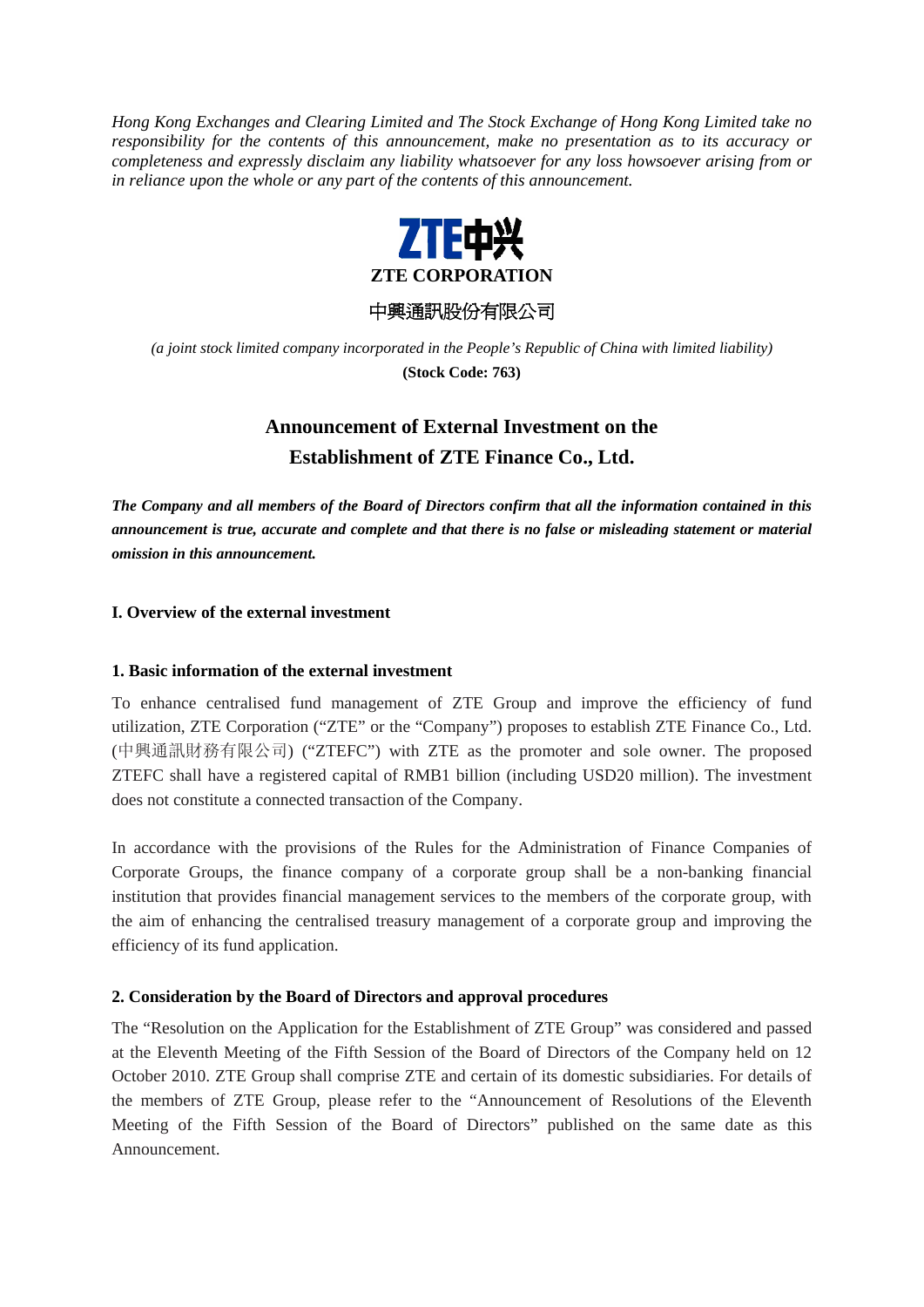*Hong Kong Exchanges and Clearing Limited and The Stock Exchange of Hong Kong Limited take no responsibility for the contents of this announcement, make no presentation as to its accuracy or completeness and expressly disclaim any liability whatsoever for any loss howsoever arising from or in reliance upon the whole or any part of the contents of this announcement.*

**ZTE CORPORATION**

中興通訊股份有限公司

*(a joint stock limited company incorporated in the People's Republic of China with limited liability)*

**(Stock Code: 763)**

# Announcement of External Investment on the Establishment of ZTE Finance Co., Ltd.

***The Company and all members of the Board of Directors confirm that all the information contained in this announcement is true, accurate and complete and that there is no false or misleading statement or material omission in this announcement.***

## I. Overview of the external investment

### 1. Basic information of the external investment

To enhance centralised fund management of ZTE Group and improve the efficiency of fund utilization, ZTE Corporation ("ZTE" or the "Company") proposes to establish ZTE Finance Co., Ltd. (中興通訊財務有限公司) ("ZTEFC") with ZTE as the promoter and sole owner. The proposed ZTEFC shall have a registered capital of RMB1 billion (including USD20 million). The investment does not constitute a connected transaction of the Company.

In accordance with the provisions of the Rules for the Administration of Finance Companies of Corporate Groups, the finance company of a corporate group shall be a non-banking financial institution that provides financial management services to the members of the corporate group, with the aim of enhancing the centralised treasury management of a corporate group and improving the efficiency of its fund application.

### 2. Consideration by the Board of Directors and approval procedures

The "Resolution on the Application for the Establishment of ZTE Group" was considered and passed at the Eleventh Meeting of the Fifth Session of the Board of Directors of the Company held on 12 October 2010. ZTE Group shall comprise ZTE and certain of its domestic subsidiaries. For details of the members of ZTE Group, please refer to the "Announcement of Resolutions of the Eleventh Meeting of the Fifth Session of the Board of Directors" published on the same date as this Announcement.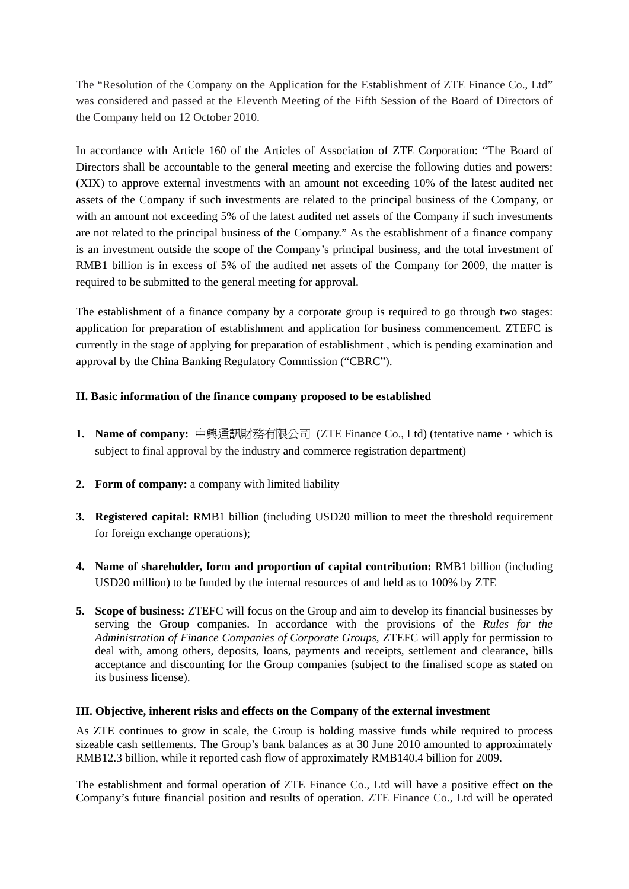The "Resolution of the Company on the Application for the Establishment of ZTE Finance Co., Ltd" was considered and passed at the Eleventh Meeting of the Fifth Session of the Board of Directors of the Company held on 12 October 2010.

In accordance with Article 160 of the Articles of Association of ZTE Corporation: "The Board of Directors shall be accountable to the general meeting and exercise the following duties and powers: (XIX) to approve external investments with an amount not exceeding 10% of the latest audited net assets of the Company if such investments are related to the principal business of the Company, or with an amount not exceeding 5% of the latest audited net assets of the Company if such investments are not related to the principal business of the Company." As the establishment of a finance company is an investment outside the scope of the Company's principal business, and the total investment of RMB1 billion is in excess of 5% of the audited net assets of the Company for 2009, the matter is required to be submitted to the general meeting for approval.

The establishment of a finance company by a corporate group is required to go through two stages: application for preparation of establishment and application for business commencement. ZTEFC is currently in the stage of applying for preparation of establishment , which is pending examination and approval by the China Banking Regulatory Commission ("CBRC").

## II. Basic information of the finance company proposed to be established

1. **Name of company:** 中興通訊財務有限公司 (ZTE Finance Co., Ltd) (tentative name，which is subject to final approval by the industry and commerce registration department)

2. **Form of company:** a company with limited liability

3. **Registered capital:** RMB1 billion (including USD20 million to meet the threshold requirement for foreign exchange operations);

4. **Name of shareholder, form and proportion of capital contribution:** RMB1 billion (including USD20 million) to be funded by the internal resources of and held as to 100% by ZTE

5. **Scope of business:** ZTEFC will focus on the Group and aim to develop its financial businesses by serving the Group companies. In accordance with the provisions of the *Rules for the Administration of Finance Companies of Corporate Groups*, ZTEFC will apply for permission to deal with, among others, deposits, loans, payments and receipts, settlement and clearance, bills acceptance and discounting for the Group companies (subject to the finalised scope as stated on its business license).

## III. Objective, inherent risks and effects on the Company of the external investment

As ZTE continues to grow in scale, the Group is holding massive funds while required to process sizeable cash settlements. The Group's bank balances as at 30 June 2010 amounted to approximately RMB12.3 billion, while it reported cash flow of approximately RMB140.4 billion for 2009.

The establishment and formal operation of ZTE Finance Co., Ltd will have a positive effect on the Company's future financial position and results of operation. ZTE Finance Co., Ltd will be operated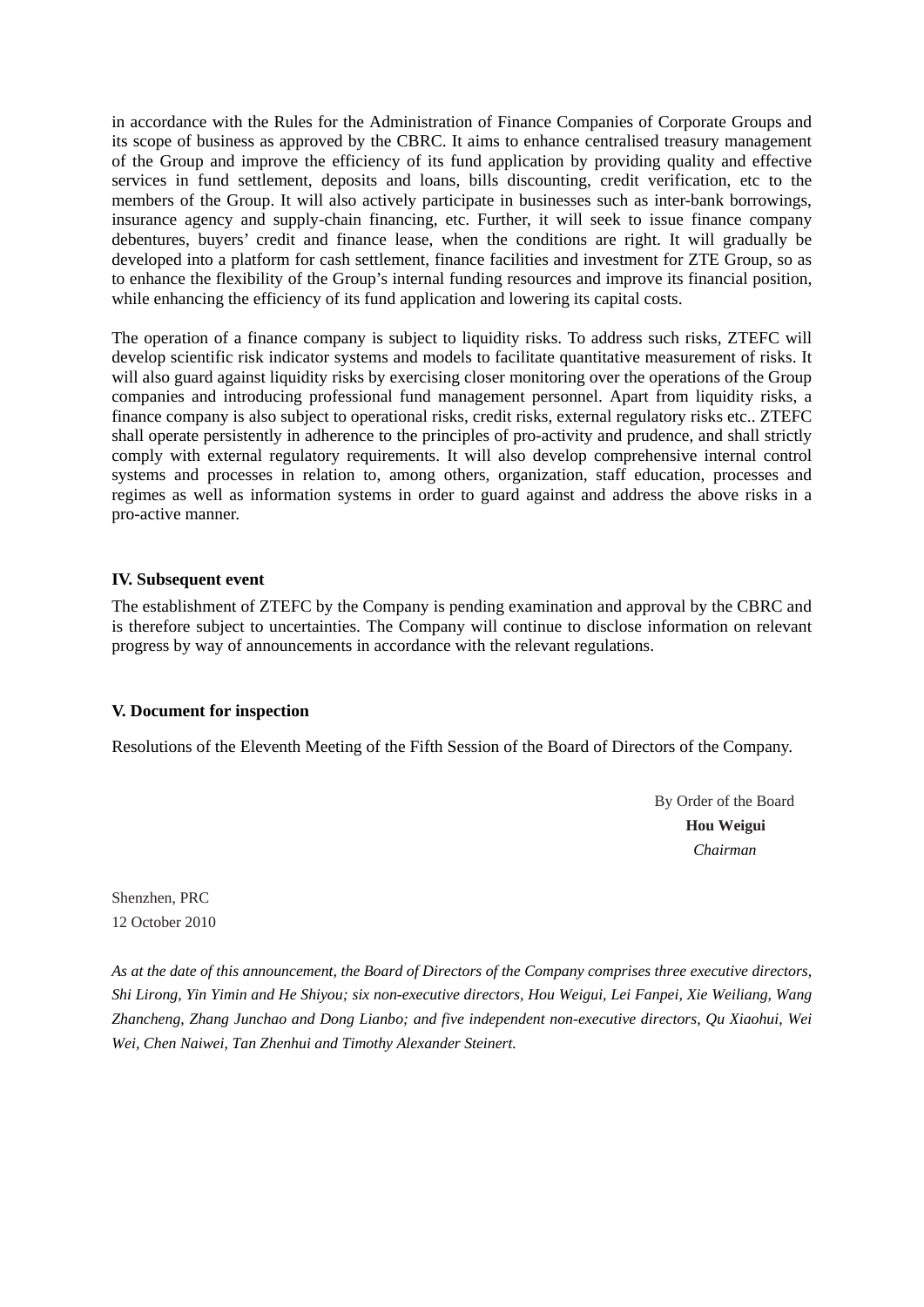in accordance with the Rules for the Administration of Finance Companies of Corporate Groups and its scope of business as approved by the CBRC. It aims to enhance centralised treasury management of the Group and improve the efficiency of its fund application by providing quality and effective services in fund settlement, deposits and loans, bills discounting, credit verification, etc to the members of the Group. It will also actively participate in businesses such as inter-bank borrowings, insurance agency and supply-chain financing, etc. Further, it will seek to issue finance company debentures, buyers' credit and finance lease, when the conditions are right. It will gradually be developed into a platform for cash settlement, finance facilities and investment for ZTE Group, so as to enhance the flexibility of the Group's internal funding resources and improve its financial position, while enhancing the efficiency of its fund application and lowering its capital costs.

The operation of a finance company is subject to liquidity risks. To address such risks, ZTEFC will develop scientific risk indicator systems and models to facilitate quantitative measurement of risks. It will also guard against liquidity risks by exercising closer monitoring over the operations of the Group companies and introducing professional fund management personnel. Apart from liquidity risks, a finance company is also subject to operational risks, credit risks, external regulatory risks etc.. ZTEFC shall operate persistently in adherence to the principles of pro-activity and prudence, and shall strictly comply with external regulatory requirements. It will also develop comprehensive internal control systems and processes in relation to, among others, organization, staff education, processes and regimes as well as information systems in order to guard against and address the above risks in a pro-active manner.

**IV. Subsequent event**

The establishment of ZTEFC by the Company is pending examination and approval by the CBRC and is therefore subject to uncertainties. The Company will continue to disclose information on relevant progress by way of announcements in accordance with the relevant regulations.

**V. Document for inspection**

Resolutions of the Eleventh Meeting of the Fifth Session of the Board of Directors of the Company.

By Order of the Board
**Hou Weigui**
*Chairman*

Shenzhen, PRC
12 October 2010

*As at the date of this announcement, the Board of Directors of the Company comprises three executive directors, Shi Lirong, Yin Yimin and He Shiyou; six non-executive directors, Hou Weigui, Lei Fanpei, Xie Weiliang, Wang Zhancheng, Zhang Junchao and Dong Lianbo; and five independent non-executive directors, Qu Xiaohui, Wei Wei, Chen Naiwei, Tan Zhenhui and Timothy Alexander Steinert.*